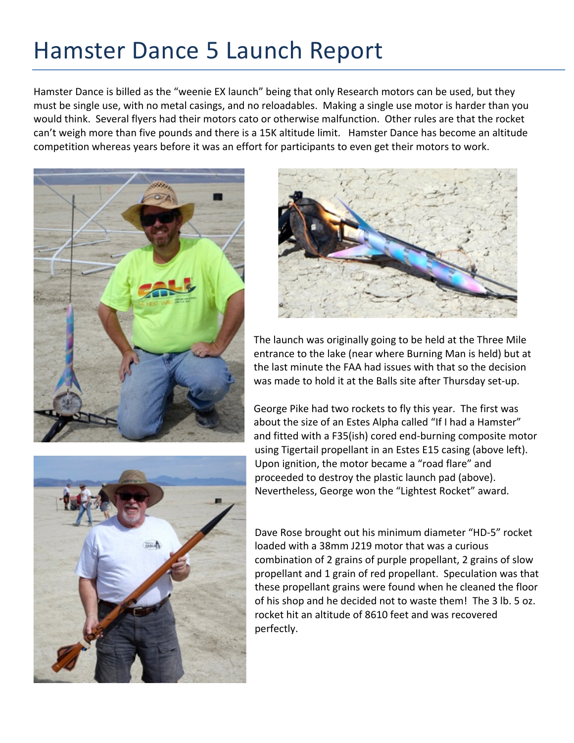# Hamster Dance 5 Launch Report

Hamster Dance is billed as the "weenie EX launch" being that only Research motors can be used, but they must be single use, with no metal casings, and no reloadables. Making a single use motor is harder than you would think. Several flyers had their motors cato or otherwise malfunction. Other rules are that the rocket can't weigh more than five pounds and there is a 15K altitude limit. Hamster Dance has become an altitude competition whereas years before it was an effort for participants to even get their motors to work.

The launch was originally going to be held at the Three Mile entrance to the lake (near where Burning Man is held) but at the last minute the FAA had issues with that so the decision was made to hold it at the Balls site after Thursday set-up.

George Pike had two rockets to fly this year. The first was about the size of an Estes Alpha called "If I had a Hamster" and fitted with a F35(ish) cored end-burning composite motor using Tigertail propellant in an Estes E15 casing (above left). Upon ignition, the motor became a "road flare" and proceeded to destroy the plastic launch pad (above). Nevertheless, George won the "Lightest Rocket" award.

Dave Rose brought out his minimum diameter "HD-5" rocket loaded with a 38mm J219 motor that was a curious combination of 2 grains of purple propellant, 2 grains of slow propellant and 1 grain of red propellant. Speculation was that these propellant grains were found when he cleaned the floor of his shop and he decided not to waste them! The 3 lb. 5 oz. rocket hit an altitude of 8610 feet and was recovered perfectly.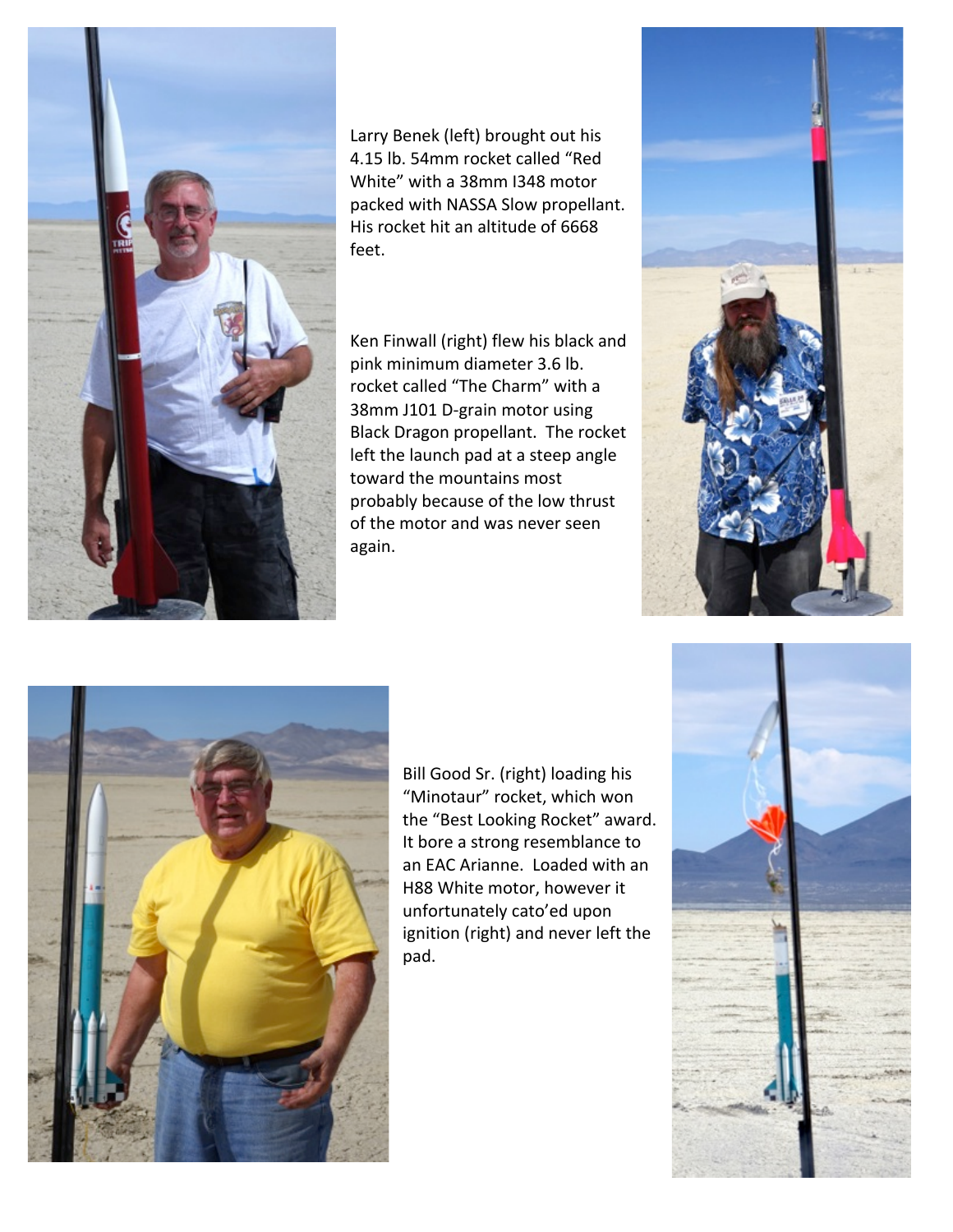Larry Benek (left) brought out his 4.15 lb. 54mm rocket called "Red White" with a 38mm I348 motor packed with NASSA Slow propellant. His rocket hit an altitude of 6668 feet.

Ken Finwall (right) flew his black and pink minimum diameter 3.6 lb. rocket called "The Charm" with a 38mm J101 D-grain motor using Black Dragon propellant. The rocket left the launch pad at a steep angle toward the mountains most probably because of the low thrust of the motor and was never seen again.

Bill Good Sr. (right) loading his "Minotaur" rocket, which won the "Best Looking Rocket" award. It bore a strong resemblance to an EAC Arianne. Loaded with an H88 White motor, however it unfortunately cato'ed upon ignition (right) and never left the pad.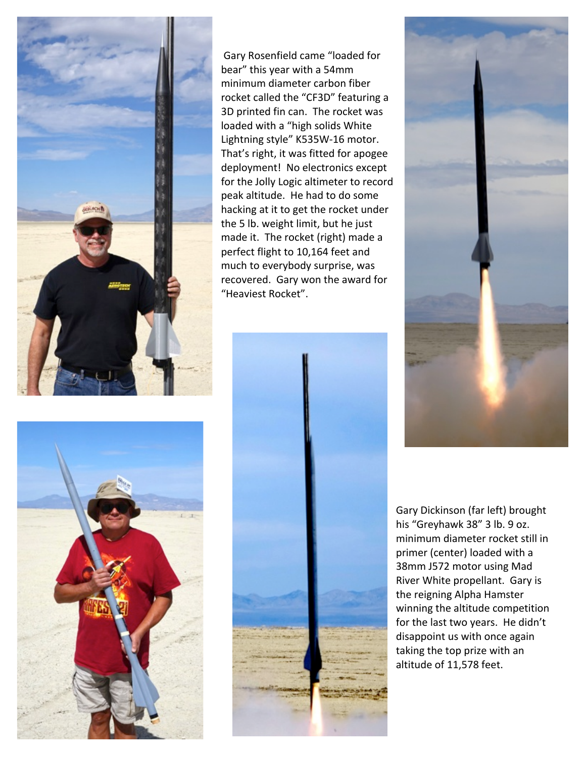Gary Rosenfield came “loaded for bear” this year with a 54mm minimum diameter carbon fiber rocket called the “CF3D” featuring a 3D printed fin can. The rocket was loaded with a “high solids White Lightning style” K535W-16 motor. That’s right, it was fitted for apogee deployment! No electronics except for the Jolly Logic altimeter to record peak altitude. He had to do some hacking at it to get the rocket under the 5 lb. weight limit, but he just made it. The rocket (right) made a perfect flight to 10,164 feet and much to everybody surprise, was recovered. Gary won the award for “Heaviest Rocket”.

Gary Dickinson (far left) brought his “Greyhawk 38” 3 lb. 9 oz. minimum diameter rocket still in primer (center) loaded with a 38mm J572 motor using Mad River White propellant. Gary is the reigning Alpha Hamster winning the altitude competition for the last two years. He didn’t disappoint us with once again taking the top prize with an altitude of 11,578 feet.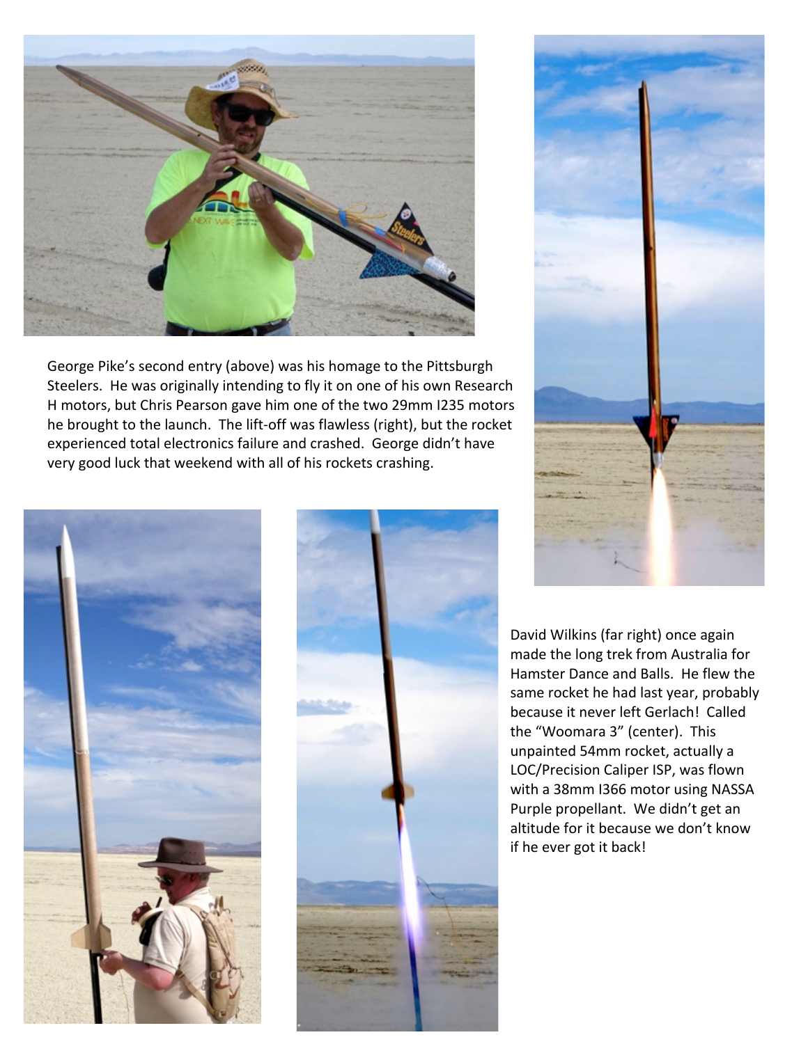George Pike's second entry (above) was his homage to the Pittsburgh Steelers. He was originally intending to fly it on one of his own Research H motors, but Chris Pearson gave him one of the two 29mm I235 motors he brought to the launch. The lift-off was flawless (right), but the rocket experienced total electronics failure and crashed. George didn't have very good luck that weekend with all of his rockets crashing.

David Wilkins (far right) once again made the long trek from Australia for Hamster Dance and Balls. He flew the same rocket he had last year, probably because it never left Gerlach! Called the "Woomara 3" (center). This unpainted 54mm rocket, actually a LOC/Precision Caliper ISP, was flown with a 38mm I366 motor using NASSA Purple propellant. We didn't get an altitude for it because we don't know if he ever got it back!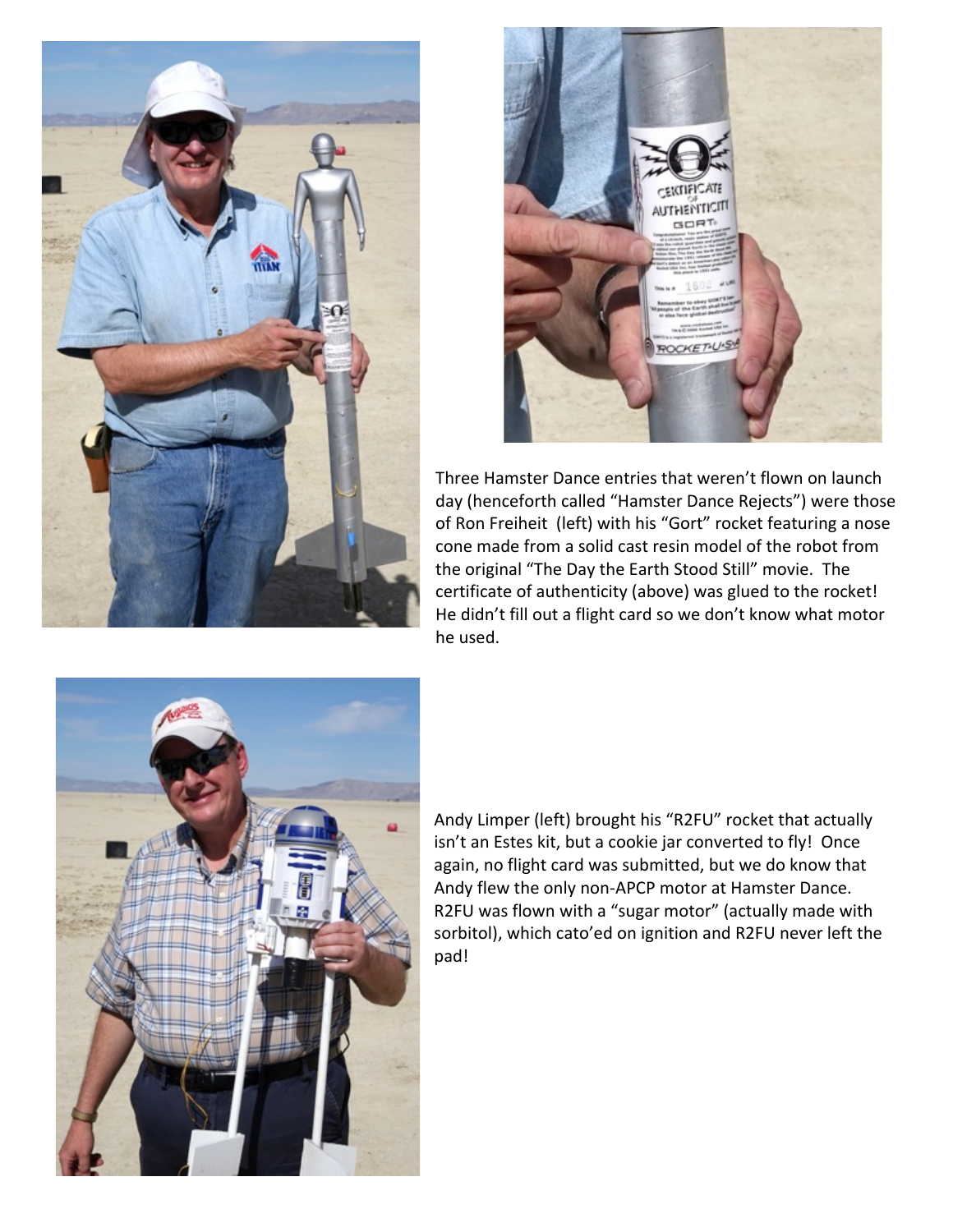Three Hamster Dance entries that weren't flown on launch day (henceforth called "Hamster Dance Rejects") were those of Ron Freiheit (left) with his "Gort" rocket featuring a nose cone made from a solid cast resin model of the robot from the original "The Day the Earth Stood Still" movie. The certificate of authenticity (above) was glued to the rocket! He didn't fill out a flight card so we don't know what motor he used.

Andy Limper (left) brought his "R2FU" rocket that actually isn't an Estes kit, but a cookie jar converted to fly! Once again, no flight card was submitted, but we do know that Andy flew the only non-APCP motor at Hamster Dance. R2FU was flown with a "sugar motor" (actually made with sorbitol), which cato'ed on ignition and R2FU never left the pad!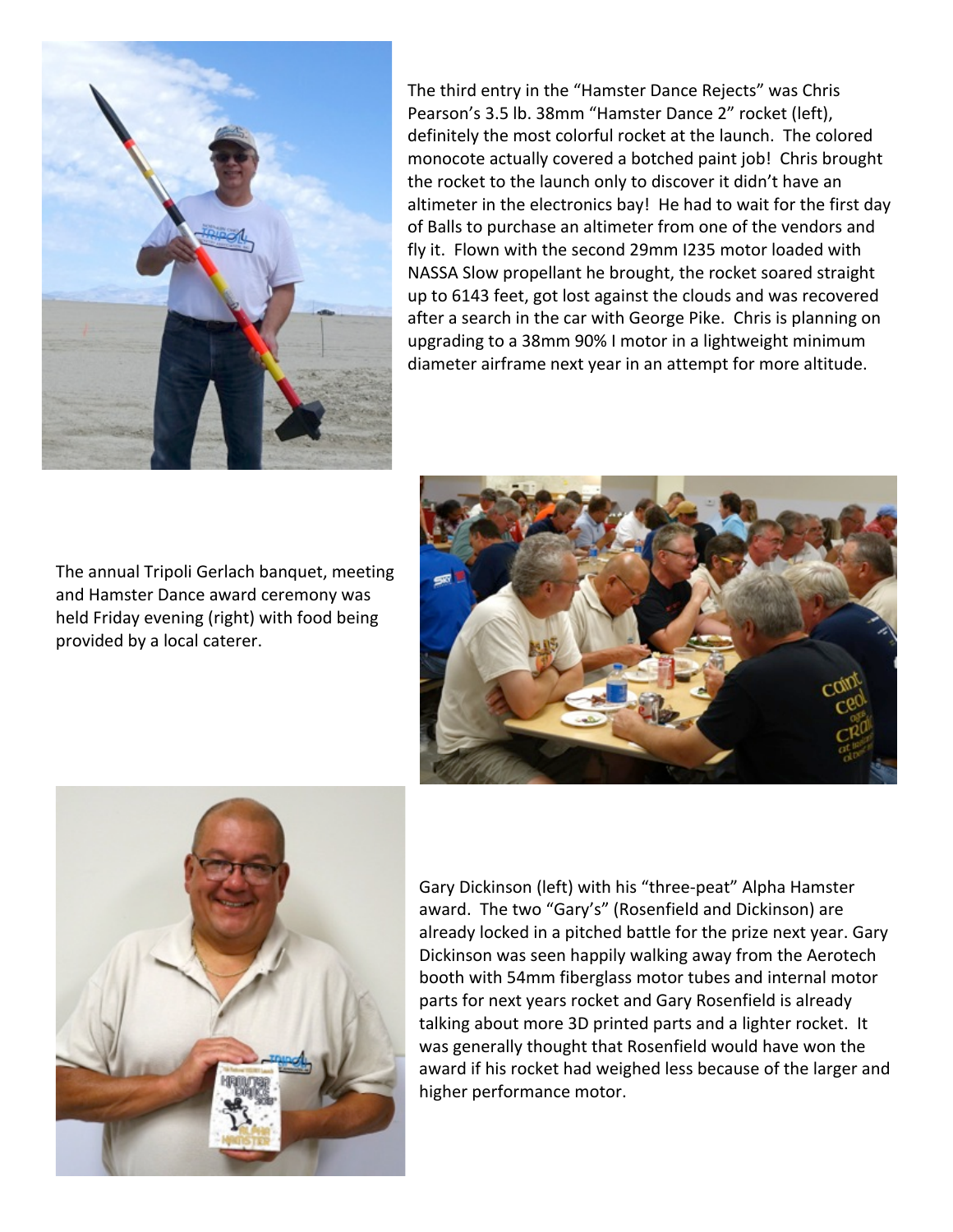The third entry in the "Hamster Dance Rejects" was Chris Pearson's 3.5 lb. 38mm "Hamster Dance 2" rocket (left), definitely the most colorful rocket at the launch. The colored monocote actually covered a botched paint job! Chris brought the rocket to the launch only to discover it didn't have an altimeter in the electronics bay! He had to wait for the first day of Balls to purchase an altimeter from one of the vendors and fly it. Flown with the second 29mm I235 motor loaded with NASSA Slow propellant he brought, the rocket soared straight up to 6143 feet, got lost against the clouds and was recovered after a search in the car with George Pike. Chris is planning on upgrading to a 38mm 90% I motor in a lightweight minimum diameter airframe next year in an attempt for more altitude.

The annual Tripoli Gerlach banquet, meeting and Hamster Dance award ceremony was held Friday evening (right) with food being provided by a local caterer.

Gary Dickinson (left) with his "three-peat" Alpha Hamster award. The two "Gary's" (Rosenfield and Dickinson) are already locked in a pitched battle for the prize next year. Gary Dickinson was seen happily walking away from the Aerotech booth with 54mm fiberglass motor tubes and internal motor parts for next years rocket and Gary Rosenfield is already talking about more 3D printed parts and a lighter rocket. It was generally thought that Rosenfield would have won the award if his rocket had weighed less because of the larger and higher performance motor.